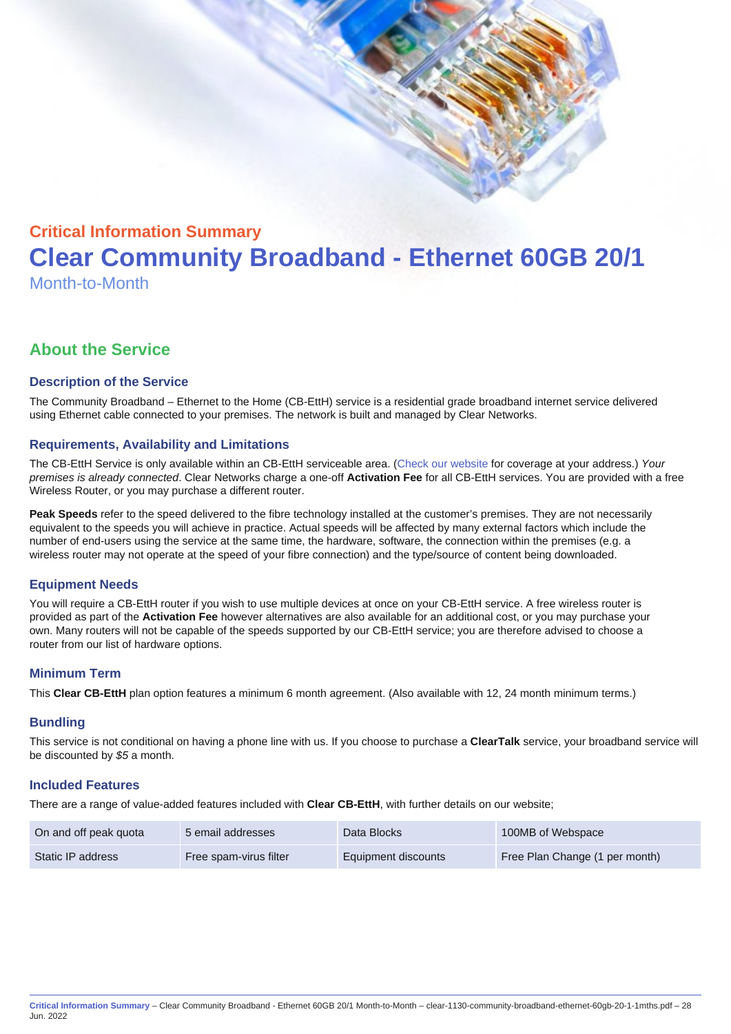## Critical Information Summary

# Clear Community Broadband - Ethernet 60GB 20/1

Month-to-Month

## About the Service

### Description of the Service

The Community Broadband – Ethernet to the Home (CB-EttH) service is a residential grade broadband internet service delivered using Ethernet cable connected to your premises. The network is built and managed by Clear Networks.

### Requirements, Availability and Limitations

The CB-EttH Service is only available within an CB-EttH serviceable area. (Check our website for coverage at your address.) *Your premises is already connected*. Clear Networks charge a one-off **Activation Fee** for all CB-EttH services. You are provided with a free Wireless Router, or you may purchase a different router.

**Peak Speeds** refer to the speed delivered to the fibre technology installed at the customer's premises. They are not necessarily equivalent to the speeds you will achieve in practice. Actual speeds will be affected by many external factors which include the number of end-users using the service at the same time, the hardware, software, the connection within the premises (e.g. a wireless router may not operate at the speed of your fibre connection) and the type/source of content being downloaded.

### Equipment Needs

You will require a CB-EttH router if you wish to use multiple devices at once on your CB-EttH service. A free wireless router is provided as part of the **Activation Fee** however alternatives are also available for an additional cost, or you may purchase your own. Many routers will not be capable of the speeds supported by our CB-EttH service; you are therefore advised to choose a router from our list of hardware options.

### Minimum Term

This **Clear CB-EttH** plan option features a minimum 6 month agreement. (Also available with 12, 24 month minimum terms.)

### Bundling

This service is not conditional on having a phone line with us. If you choose to purchase a **ClearTalk** service, your broadband service will be discounted by *$5* a month.

### Included Features

There are a range of value-added features included with **Clear CB-EttH**, with further details on our website;

| | | | |
|---|---|---|---|
| On and off peak quota | 5 email addresses | Data Blocks | 100MB of Webspace |
| Static IP address | Free spam-virus filter | Equipment discounts | Free Plan Change (1 per month) |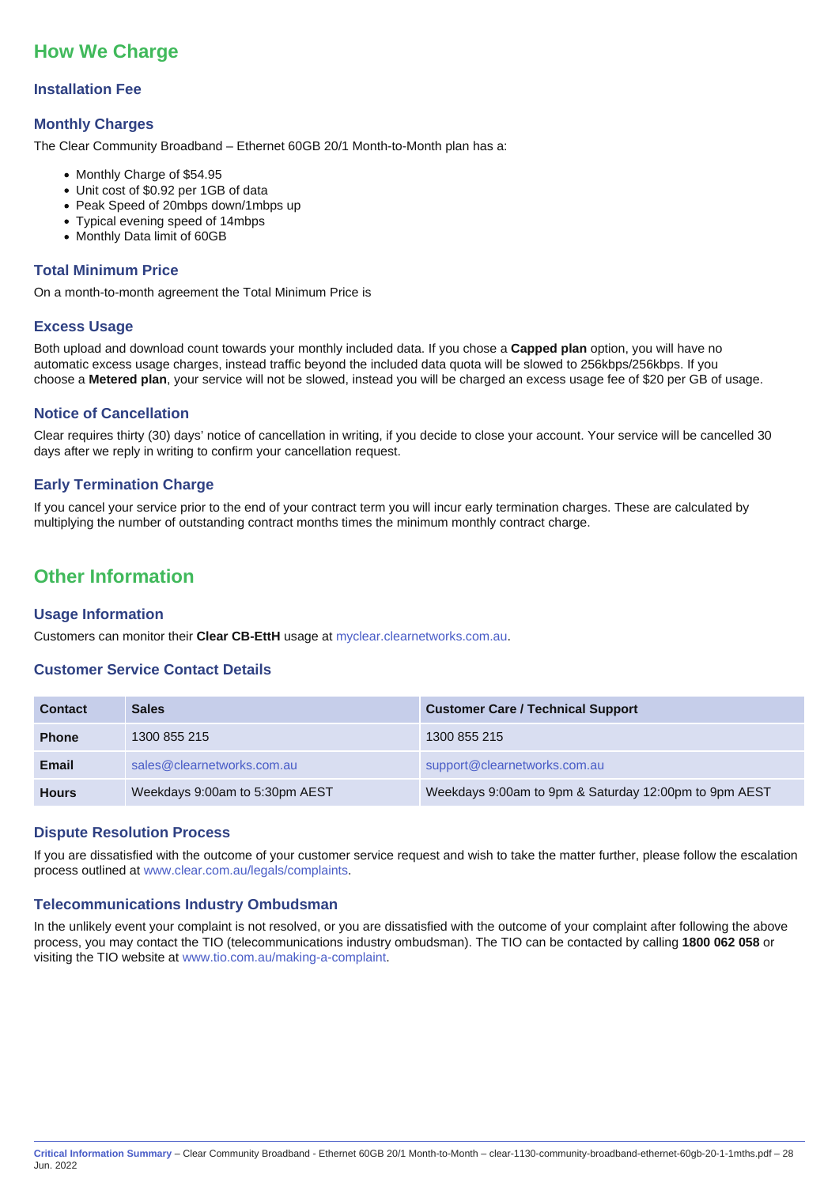## How We Charge

### Installation Fee

### Monthly Charges

The Clear Community Broadband – Ethernet 60GB 20/1 Month-to-Month plan has a:

- Monthly Charge of $54.95
- Unit cost of $0.92 per 1GB of data
- Peak Speed of 20mbps down/1mbps up
- Typical evening speed of 14mbps
- Monthly Data limit of 60GB

### Total Minimum Price

On a month-to-month agreement the Total Minimum Price is

### Excess Usage

Both upload and download count towards your monthly included data. If you chose a **Capped plan** option, you will have no automatic excess usage charges, instead traffic beyond the included data quota will be slowed to 256kbps/256kbps. If you choose a **Metered plan**, your service will not be slowed, instead you will be charged an excess usage fee of $20 per GB of usage.

### Notice of Cancellation

Clear requires thirty (30) days' notice of cancellation in writing, if you decide to close your account. Your service will be cancelled 30 days after we reply in writing to confirm your cancellation request.

### Early Termination Charge

If you cancel your service prior to the end of your contract term you will incur early termination charges. These are calculated by multiplying the number of outstanding contract months times the minimum monthly contract charge.

## Other Information

### Usage Information

Customers can monitor their **Clear CB-EttH** usage at myclear.clearnetworks.com.au.

### Customer Service Contact Details

| Contact | Sales | Customer Care / Technical Support |
|---|---|---|
| **Phone** | 1300 855 215 | 1300 855 215 |
| **Email** | sales@clearnetworks.com.au | support@clearnetworks.com.au |
| **Hours** | Weekdays 9:00am to 5:30pm AEST | Weekdays 9:00am to 9pm & Saturday 12:00pm to 9pm AEST |

### Dispute Resolution Process

If you are dissatisfied with the outcome of your customer service request and wish to take the matter further, please follow the escalation process outlined at www.clear.com.au/legals/complaints.

### Telecommunications Industry Ombudsman

In the unlikely event your complaint is not resolved, or you are dissatisfied with the outcome of your complaint after following the above process, you may contact the TIO (telecommunications industry ombudsman). The TIO can be contacted by calling **1800 062 058** or visiting the TIO website at www.tio.com.au/making-a-complaint.